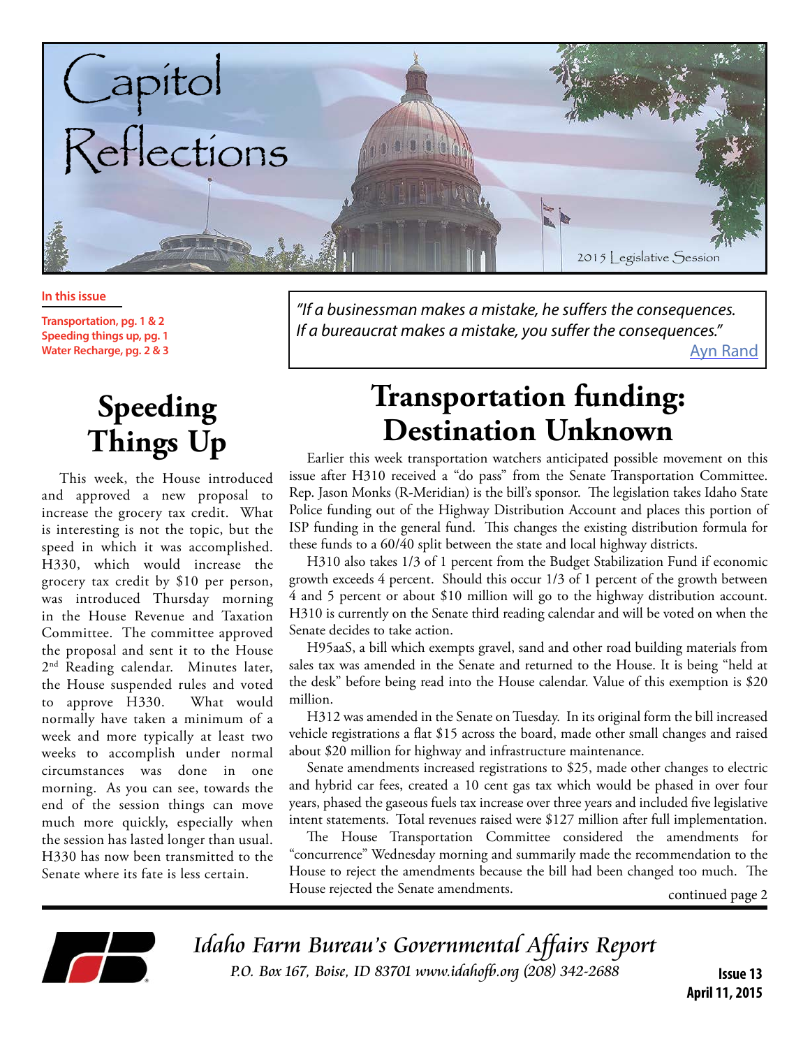# Capitol Reflections

2015 Legislative Session

**In this issue**

**Transportation, pg. 1 & 2**
**Speeding things up, pg. 1**
**Water Recharge, pg. 2 & 3**

*"If a businessman makes a mistake, he suffers the consequences. If a bureaucrat makes a mistake, you suffer the consequences."*
Ayn Rand

## Speeding Things Up

This week, the House introduced and approved a new proposal to increase the grocery tax credit. What is interesting is not the topic, but the speed in which it was accomplished. H330, which would increase the grocery tax credit by $10 per person, was introduced Thursday morning in the House Revenue and Taxation Committee. The committee approved the proposal and sent it to the House 2nd Reading calendar. Minutes later, the House suspended rules and voted to approve H330. What would normally have taken a minimum of a week and more typically at least two weeks to accomplish under normal circumstances was done in one morning. As you can see, towards the end of the session things can move much more quickly, especially when the session has lasted longer than usual. H330 has now been transmitted to the Senate where its fate is less certain.

## Transportation funding: Destination Unknown

Earlier this week transportation watchers anticipated possible movement on this issue after H310 received a "do pass" from the Senate Transportation Committee. Rep. Jason Monks (R-Meridian) is the bill's sponsor. The legislation takes Idaho State Police funding out of the Highway Distribution Account and places this portion of ISP funding in the general fund. This changes the existing distribution formula for these funds to a 60/40 split between the state and local highway districts.

H310 also takes 1/3 of 1 percent from the Budget Stabilization Fund if economic growth exceeds 4 percent. Should this occur 1/3 of 1 percent of the growth between 4 and 5 percent or about $10 million will go to the highway distribution account. H310 is currently on the Senate third reading calendar and will be voted on when the Senate decides to take action.

H95aaS, a bill which exempts gravel, sand and other road building materials from sales tax was amended in the Senate and returned to the House. It is being "held at the desk" before being read into the House calendar. Value of this exemption is $20 million.

H312 was amended in the Senate on Tuesday. In its original form the bill increased vehicle registrations a flat $15 across the board, made other small changes and raised about $20 million for highway and infrastructure maintenance.

Senate amendments increased registrations to $25, made other changes to electric and hybrid car fees, created a 10 cent gas tax which would be phased in over four years, phased the gaseous fuels tax increase over three years and included five legislative intent statements. Total revenues raised were $127 million after full implementation.

The House Transportation Committee considered the amendments for "concurrence" Wednesday morning and summarily made the recommendation to the House to reject the amendments because the bill had been changed too much. The House rejected the Senate amendments.

continued page 2

*Idaho Farm Bureau's Governmental Affairs Report*
*P.O. Box 167, Boise, ID 83701 www.idahofb.org (208) 342-2688*

**Issue 13**
**April 11, 2015**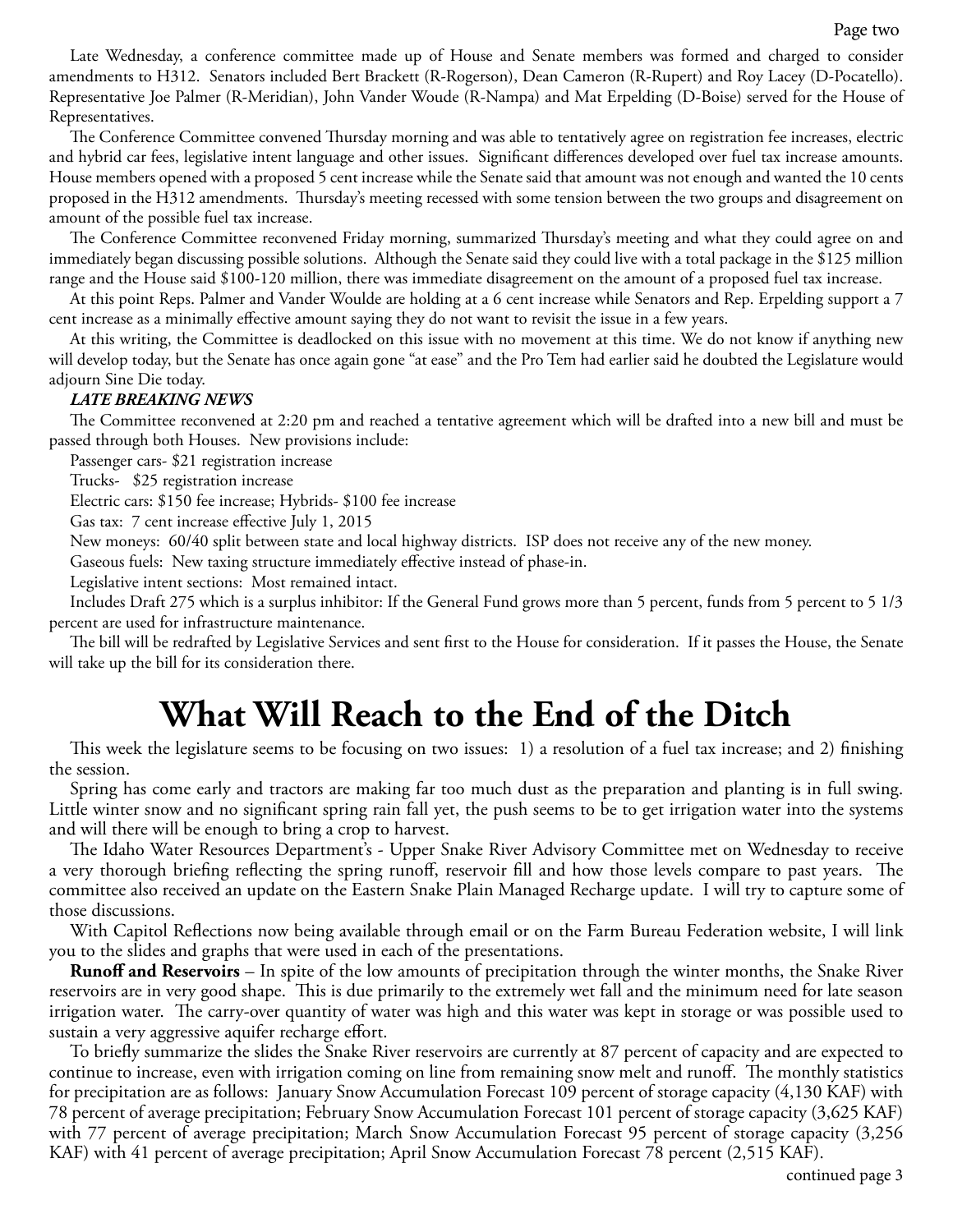Late Wednesday, a conference committee made up of House and Senate members was formed and charged to consider amendments to H312. Senators included Bert Brackett (R-Rogerson), Dean Cameron (R-Rupert) and Roy Lacey (D-Pocatello). Representative Joe Palmer (R-Meridian), John Vander Woude (R-Nampa) and Mat Erpelding (D-Boise) served for the House of Representatives.

The Conference Committee convened Thursday morning and was able to tentatively agree on registration fee increases, electric and hybrid car fees, legislative intent language and other issues. Significant differences developed over fuel tax increase amounts. House members opened with a proposed 5 cent increase while the Senate said that amount was not enough and wanted the 10 cents proposed in the H312 amendments. Thursday's meeting recessed with some tension between the two groups and disagreement on amount of the possible fuel tax increase.

The Conference Committee reconvened Friday morning, summarized Thursday's meeting and what they could agree on and immediately began discussing possible solutions. Although the Senate said they could live with a total package in the $125 million range and the House said $100-120 million, there was immediate disagreement on the amount of a proposed fuel tax increase.

At this point Reps. Palmer and Vander Woulde are holding at a 6 cent increase while Senators and Rep. Erpelding support a 7 cent increase as a minimally effective amount saying they do not want to revisit the issue in a few years.

At this writing, the Committee is deadlocked on this issue with no movement at this time. We do not know if anything new will develop today, but the Senate has once again gone "at ease" and the Pro Tem had earlier said he doubted the Legislature would adjourn Sine Die today.

***LATE BREAKING NEWS***

The Committee reconvened at 2:20 pm and reached a tentative agreement which will be drafted into a new bill and must be passed through both Houses. New provisions include:

Passenger cars- $21 registration increase

Trucks- $25 registration increase

Electric cars: $150 fee increase; Hybrids- $100 fee increase

Gas tax: 7 cent increase effective July 1, 2015

New moneys: 60/40 split between state and local highway districts. ISP does not receive any of the new money.

Gaseous fuels: New taxing structure immediately effective instead of phase-in.

Legislative intent sections: Most remained intact.

Includes Draft 275 which is a surplus inhibitor: If the General Fund grows more than 5 percent, funds from 5 percent to 5 1/3 percent are used for infrastructure maintenance.

The bill will be redrafted by Legislative Services and sent first to the House for consideration. If it passes the House, the Senate will take up the bill for its consideration there.

# What Will Reach to the End of the Ditch

This week the legislature seems to be focusing on two issues: 1) a resolution of a fuel tax increase; and 2) finishing the session.

Spring has come early and tractors are making far too much dust as the preparation and planting is in full swing. Little winter snow and no significant spring rain fall yet, the push seems to be to get irrigation water into the systems and will there will be enough to bring a crop to harvest.

The Idaho Water Resources Department's - Upper Snake River Advisory Committee met on Wednesday to receive a very thorough briefing reflecting the spring runoff, reservoir fill and how those levels compare to past years. The committee also received an update on the Eastern Snake Plain Managed Recharge update. I will try to capture some of those discussions.

With Capitol Reflections now being available through email or on the Farm Bureau Federation website, I will link you to the slides and graphs that were used in each of the presentations.

**Runoff and Reservoirs** – In spite of the low amounts of precipitation through the winter months, the Snake River reservoirs are in very good shape. This is due primarily to the extremely wet fall and the minimum need for late season irrigation water. The carry-over quantity of water was high and this water was kept in storage or was possible used to sustain a very aggressive aquifer recharge effort.

To briefly summarize the slides the Snake River reservoirs are currently at 87 percent of capacity and are expected to continue to increase, even with irrigation coming on line from remaining snow melt and runoff. The monthly statistics for precipitation are as follows: January Snow Accumulation Forecast 109 percent of storage capacity (4,130 KAF) with 78 percent of average precipitation; February Snow Accumulation Forecast 101 percent of storage capacity (3,625 KAF) with 77 percent of average precipitation; March Snow Accumulation Forecast 95 percent of storage capacity (3,256 KAF) with 41 percent of average precipitation; April Snow Accumulation Forecast 78 percent (2,515 KAF).

continued page 3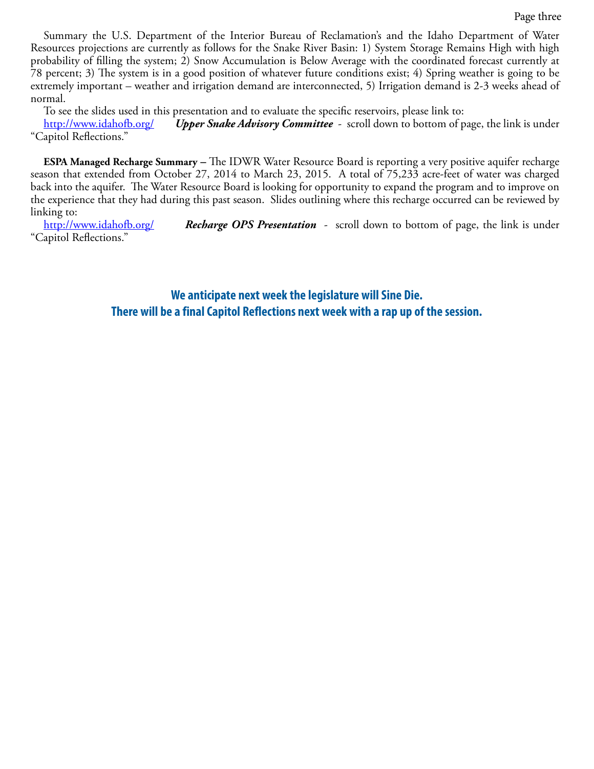Summary the U.S. Department of the Interior Bureau of Reclamation's and the Idaho Department of Water Resources projections are currently as follows for the Snake River Basin: 1) System Storage Remains High with high probability of filling the system; 2) Snow Accumulation is Below Average with the coordinated forecast currently at 78 percent; 3) The system is in a good position of whatever future conditions exist; 4) Spring weather is going to be extremely important – weather and irrigation demand are interconnected, 5) Irrigation demand is 2-3 weeks ahead of normal.

To see the slides used in this presentation and to evaluate the specific reservoirs, please link to:
http://www.idahofb.org/ ***Upper Snake Advisory Committee*** - scroll down to bottom of page, the link is under "Capitol Reflections."

**ESPA Managed Recharge Summary –** The IDWR Water Resource Board is reporting a very positive aquifer recharge season that extended from October 27, 2014 to March 23, 2015. A total of 75,233 acre-feet of water was charged back into the aquifer. The Water Resource Board is looking for opportunity to expand the program and to improve on the experience that they had during this past season. Slides outlining where this recharge occurred can be reviewed by linking to:
http://www.idahofb.org/ ***Recharge OPS Presentation*** - scroll down to bottom of page, the link is under "Capitol Reflections."

**We anticipate next week the legislature will Sine Die.**
**There will be a final Capitol Reflections next week with a rap up of the session.**